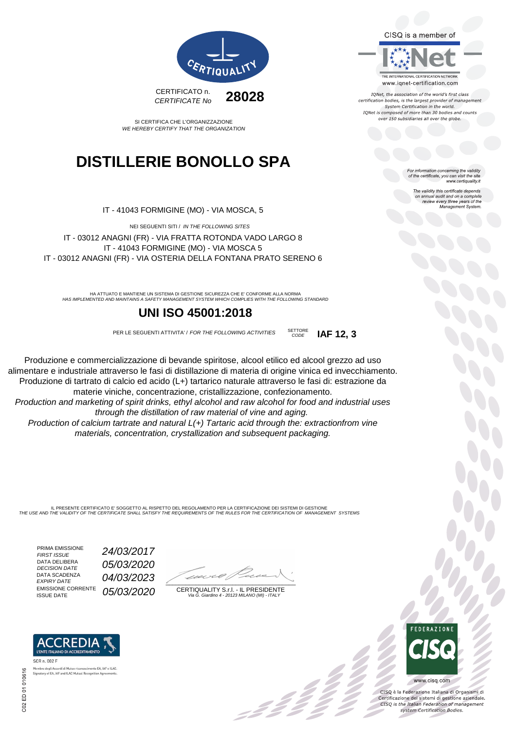CERTIQUALITY

CERTIFICATO n.
*CERTIFICATE No* **28028**

SI CERTIFICA CHE L'ORGANIZZAZIONE
*WE HEREBY CERTIFY THAT THE ORGANIZATION*

# DISTILLERIE BONOLLO SPA

IT - 41043 FORMIGINE (MO) - VIA MOSCA, 5

NEI SEGUENTI SITI / *IN THE FOLLOWING SITES*

IT - 03012 ANAGNI (FR) - VIA FRATTA ROTONDA VADO LARGO 8
IT - 41043 FORMIGINE (MO) - VIA MOSCA 5
IT - 03012 ANAGNI (FR) - VIA OSTERIA DELLA FONTANA PRATO SERENO 6

HA ATTUATO E MANTIENE UN SISTEMA DI GESTIONE SICUREZZA CHE E' CONFORME ALLA NORMA
*HAS IMPLEMENTED AND MAINTAINS A SAFETY MANAGEMENT SYSTEM WHICH COMPLIES WITH THE FOLLOWING STANDARD*

## UNI ISO 45001:2018

PER LE SEGUENTI ATTIVITA' / *FOR THE FOLLOWING ACTIVITIES* SETTORE *CODE* **IAF 12, 3**

Produzione e commercializzazione di bevande spiritose, alcool etilico ed alcool grezzo ad uso alimentare e industriale attraverso le fasi di distillazione di materia di origine vinica ed invecchiamento. Produzione di tartrato di calcio ed acido (L+) tartarico naturale attraverso le fasi di: estrazione da materie viniche, concentrazione, cristallizzazione, confezionamento.

*Production and marketing of spirit drinks, ethyl alcohol and raw alcohol for food and industrial uses through the distillation of raw material of vine and aging.*
*Production of calcium tartrate and natural L(+) Tartaric acid through the: extractionfrom vine materials, concentration, crystallization and subsequent packaging.*

IL PRESENTE CERTIFICATO E' SOGGETTO AL RISPETTO DEL REGOLAMENTO PER LA CERTIFICAZIONE DEI SISTEMI DI GESTIONE
*THE USE AND THE VALIDITY OF THE CERTIFICATE SHALL SATISFY THE REQUIREMENTS OF THE RULES FOR THE CERTIFICATION OF MANAGEMENT SYSTEMS*

| | |
|---|---|
| PRIMA EMISSIONE *FIRST ISSUE* | *24/03/2017* |
| DATA DELIBERA *DECISION DATE* | *05/03/2020* |
| DATA SCADENZA *EXPIRY DATE* | *04/03/2023* |
| EMISSIONE CORRENTE ISSUE DATE | *05/03/2020* |

CERTIQUALITY S.r.l. - IL PRESIDENTE
*Via G. Giardino 4 - 20123 MILANO (MI) - ITALY*

CISQ is a member of IQNet
THE INTERNATIONAL CERTIFICATION NETWORK
www.iqnet-certification.com

*IQNet, the association of the world's first class certification bodies, is the largest provider of management System Certification in the world. IQNet is composed of more than 30 bodies and counts over 150 subsidiaries all over the globe.*

*For information concerning the validity of the certificate, you can visit the site www.certiquality.it*

*The validity this certificate depends on annual audit and on a complete review every three years of the Management System.*

ACCREDIA L'ENTE ITALIANO DI ACCREDITAMENTO
SCR n. 002 F
Membro degli Accordi di Mutuo riconoscimento EA, IAF e ILAC.
Signatory of EA, IAF and ILAC Mutual Recognition Agreements.

FEDERAZIONE CISQ
www.cisq.com

CISQ è la Federazione Italiana di Organismi di Certificazione dei sistemi di gestione aziendale.
*CISQ is the Italian Federation of management system Certification Bodies.*

C02 ED 01 010616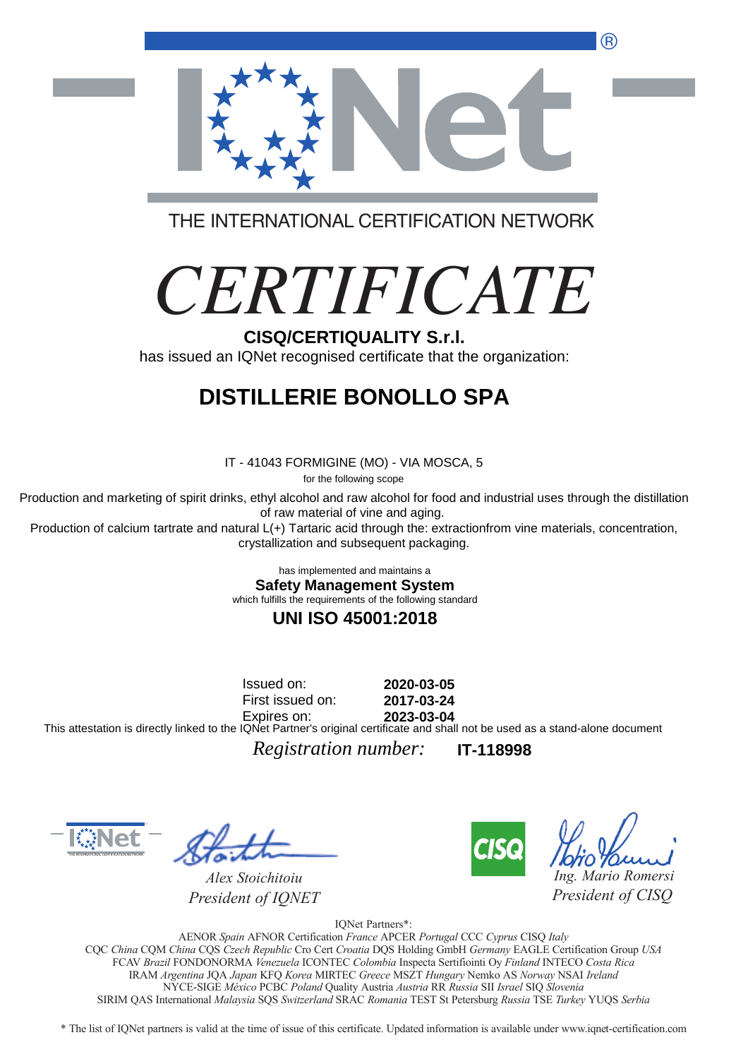THE INTERNATIONAL CERTIFICATION NETWORK

# *CERTIFICATE*

**CISQ/CERTIQUALITY S.r.l.**

has issued an IQNet recognised certificate that the organization:

## DISTILLERIE BONOLLO SPA

IT - 41043 FORMIGINE (MO) - VIA MOSCA, 5

for the following scope

Production and marketing of spirit drinks, ethyl alcohol and raw alcohol for food and industrial uses through the distillation of raw material of vine and aging.
Production of calcium tartrate and natural L(+) Tartaric acid through the: extractionfrom vine materials, concentration, crystallization and subsequent packaging.

has implemented and maintains a

**Safety Management System**

which fulfills the requirements of the following standard

**UNI ISO 45001:2018**

| | |
|---|---|
| Issued on: | **2020-03-05** |
| First issued on: | **2017-03-24** |
| Expires on: | **2023-03-04** |

This attestation is directly linked to the IQNet Partner's original certificate and shall not be used as a stand-alone document

*Registration number:* **IT-118998**

*Alex Stoichitoiu*
*President of IQNET*

*Ing. Mario Romersi*
*President of CISQ*

IQNet Partners*:

AENOR *Spain* AFNOR Certification *France* APCER *Portugal* CCC *Cyprus* CISQ *Italy*
CQC *China* CQM *China* CQS *Czech Republic* Cro Cert *Croatia* DQS Holding GmbH *Germany* EAGLE Certification Group *USA*
FCAV *Brazil* FONDONORMA *Venezuela* ICONTEC *Colombia* Inspecta Sertifiointi Oy *Finland* INTECO *Costa Rica*
IRAM *Argentina* JQA *Japan* KFQ *Korea* MIRTEC *Greece* MSZT *Hungary* Nemko AS *Norway* NSAI *Ireland*
NYCE-SIGE *México* PCBC *Poland* Quality Austria *Austria* RR *Russia* SII *Israel* SIQ *Slovenia*
SIRIM QAS International *Malaysia* SQS *Switzerland* SRAC *Romania* TEST St Petersburg *Russia* TSE *Turkey* YUQS *Serbia*

\* The list of IQNet partners is valid at the time of issue of this certificate. Updated information is available under www.iqnet-certification.com